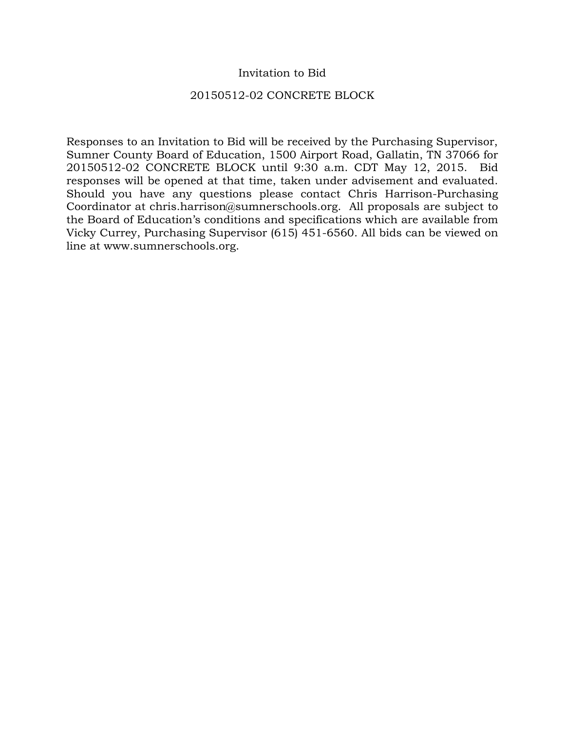# Invitation to Bid

## 20150512-02 CONCRETE BLOCK

Responses to an Invitation to Bid will be received by the Purchasing Supervisor, Sumner County Board of Education, 1500 Airport Road, Gallatin, TN 37066 for 20150512-02 CONCRETE BLOCK until 9:30 a.m. CDT May 12, 2015. Bid responses will be opened at that time, taken under advisement and evaluated. Should you have any questions please contact Chris Harrison-Purchasing Coordinator at chris.harrison@sumnerschools.org. All proposals are subject to the Board of Education's conditions and specifications which are available from Vicky Currey, Purchasing Supervisor (615) 451-6560. All bids can be viewed on line at www.sumnerschools.org.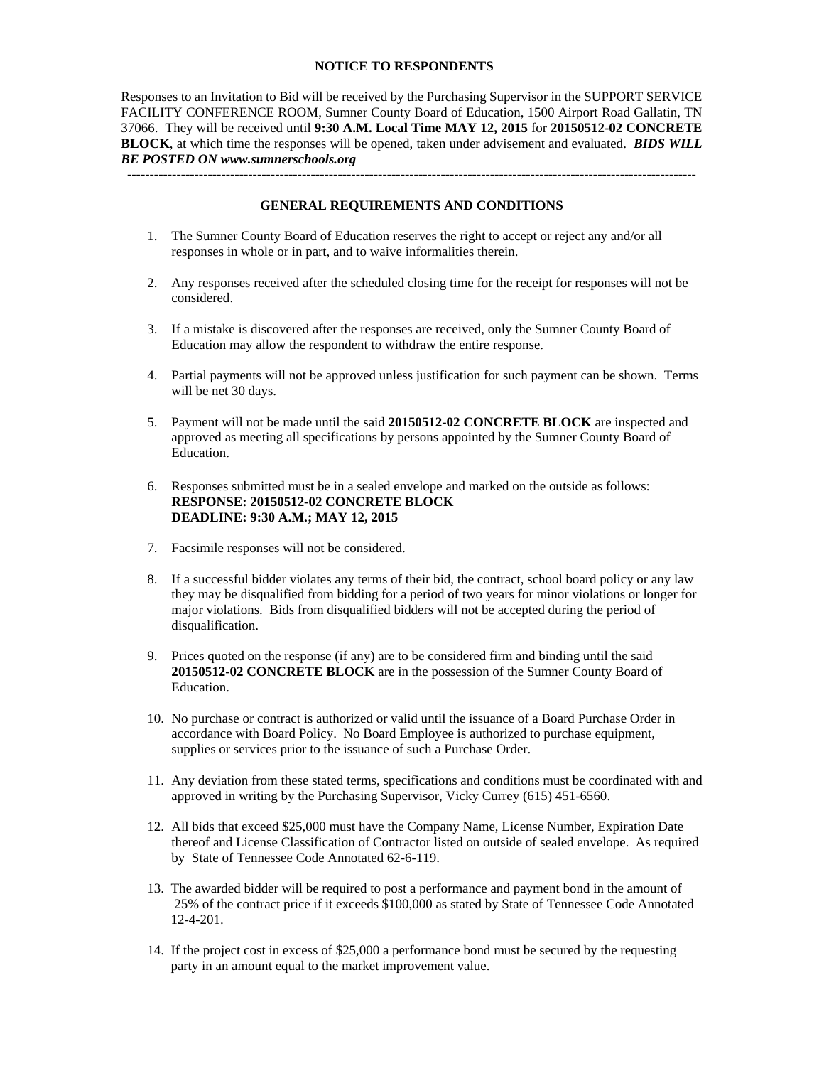## NOTICE TO RESPONDENTS

Responses to an Invitation to Bid will be received by the Purchasing Supervisor in the SUPPORT SERVICE FACILITY CONFERENCE ROOM, Sumner County Board of Education, 1500 Airport Road Gallatin, TN 37066. They will be received until **9:30 A.M. Local Time MAY 12, 2015** for **20150512-02 CONCRETE BLOCK**, at which time the responses will be opened, taken under advisement and evaluated. ***BIDS WILL BE POSTED ON www.sumnerschools.org***

---

## GENERAL REQUIREMENTS AND CONDITIONS

1. The Sumner County Board of Education reserves the right to accept or reject any and/or all responses in whole or in part, and to waive informalities therein.

2. Any responses received after the scheduled closing time for the receipt for responses will not be considered.

3. If a mistake is discovered after the responses are received, only the Sumner County Board of Education may allow the respondent to withdraw the entire response.

4. Partial payments will not be approved unless justification for such payment can be shown. Terms will be net 30 days.

5. Payment will not be made until the said **20150512-02 CONCRETE BLOCK** are inspected and approved as meeting all specifications by persons appointed by the Sumner County Board of Education.

6. Responses submitted must be in a sealed envelope and marked on the outside as follows:
   **RESPONSE: 20150512-02 CONCRETE BLOCK**
   **DEADLINE: 9:30 A.M.; MAY 12, 2015**

7. Facsimile responses will not be considered.

8. If a successful bidder violates any terms of their bid, the contract, school board policy or any law they may be disqualified from bidding for a period of two years for minor violations or longer for major violations. Bids from disqualified bidders will not be accepted during the period of disqualification.

9. Prices quoted on the response (if any) are to be considered firm and binding until the said **20150512-02 CONCRETE BLOCK** are in the possession of the Sumner County Board of Education.

10. No purchase or contract is authorized or valid until the issuance of a Board Purchase Order in accordance with Board Policy. No Board Employee is authorized to purchase equipment, supplies or services prior to the issuance of such a Purchase Order.

11. Any deviation from these stated terms, specifications and conditions must be coordinated with and approved in writing by the Purchasing Supervisor, Vicky Currey (615) 451-6560.

12. All bids that exceed $25,000 must have the Company Name, License Number, Expiration Date thereof and License Classification of Contractor listed on outside of sealed envelope. As required by State of Tennessee Code Annotated 62-6-119.

13. The awarded bidder will be required to post a performance and payment bond in the amount of 25% of the contract price if it exceeds $100,000 as stated by State of Tennessee Code Annotated 12-4-201.

14. If the project cost in excess of $25,000 a performance bond must be secured by the requesting party in an amount equal to the market improvement value.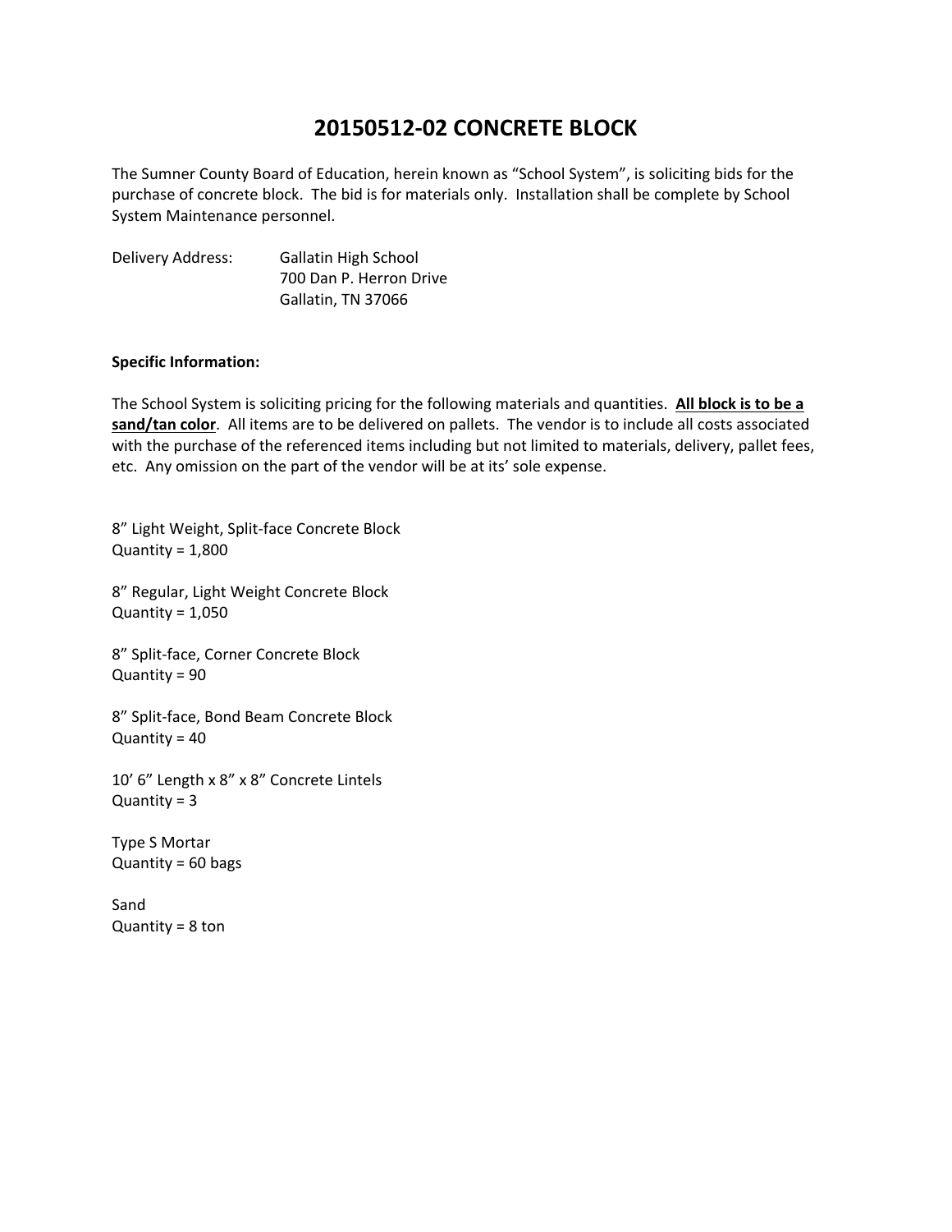# 20150512-02 CONCRETE BLOCK

The Sumner County Board of Education, herein known as "School System", is soliciting bids for the purchase of concrete block. The bid is for materials only. Installation shall be complete by School System Maintenance personnel.

Delivery Address: Gallatin High School
700 Dan P. Herron Drive
Gallatin, TN 37066

**Specific Information:**

The School System is soliciting pricing for the following materials and quantities. **<u>All block is to be a sand/tan color</u>**. All items are to be delivered on pallets. The vendor is to include all costs associated with the purchase of the referenced items including but not limited to materials, delivery, pallet fees, etc. Any omission on the part of the vendor will be at its' sole expense.

8" Light Weight, Split-face Concrete Block
Quantity = 1,800

8" Regular, Light Weight Concrete Block
Quantity = 1,050

8" Split-face, Corner Concrete Block
Quantity = 90

8" Split-face, Bond Beam Concrete Block
Quantity = 40

10' 6" Length x 8" x 8" Concrete Lintels
Quantity = 3

Type S Mortar
Quantity = 60 bags

Sand
Quantity = 8 ton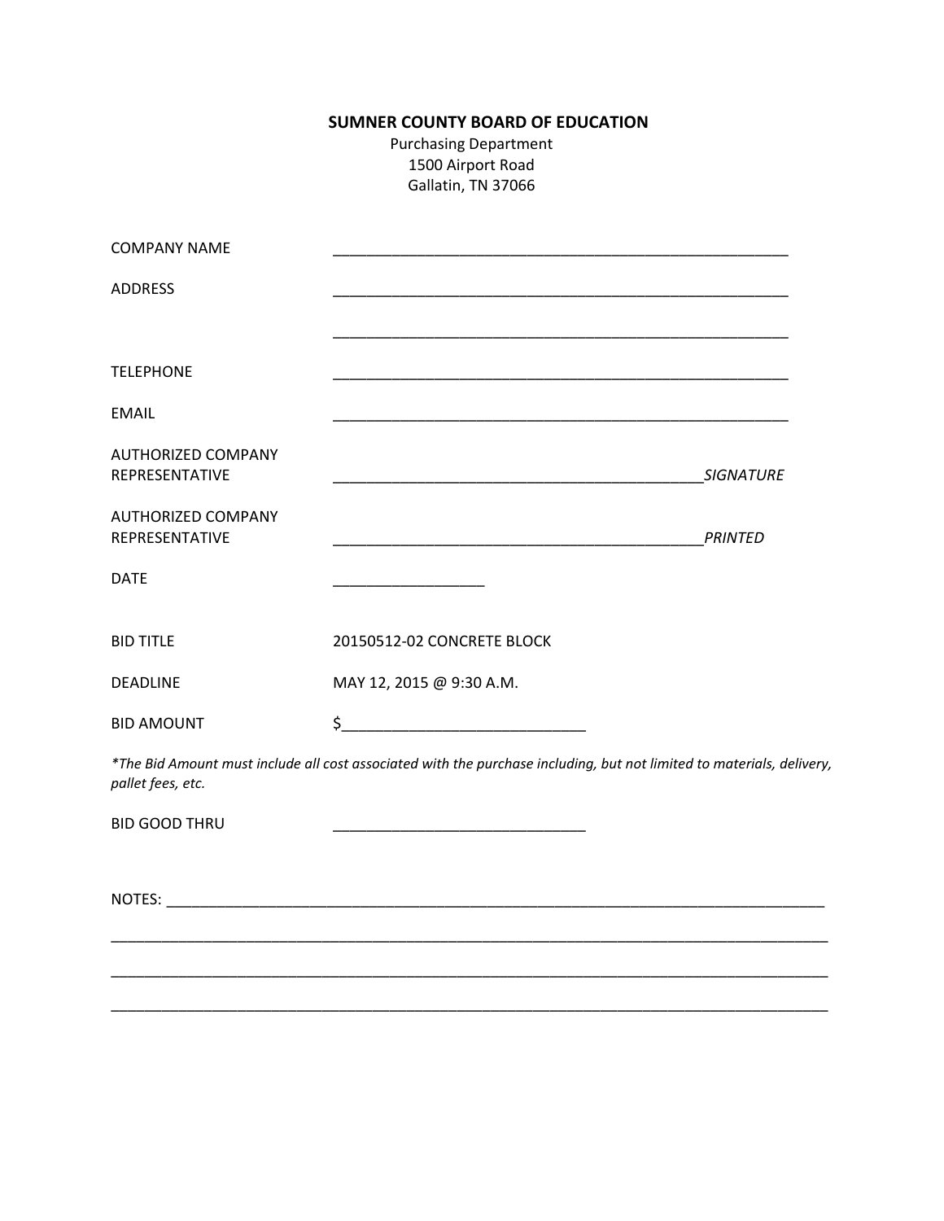**SUMNER COUNTY BOARD OF EDUCATION**

Purchasing Department
1500 Airport Road
Gallatin, TN 37066

COMPANY NAME ______________________________________________________

ADDRESS ______________________________________________________

______________________________________________________

TELEPHONE ______________________________________________________

EMAIL ______________________________________________________

AUTHORIZED COMPANY REPRESENTATIVE ____________________________________________ *SIGNATURE*

AUTHORIZED COMPANY REPRESENTATIVE ____________________________________________ *PRINTED*

DATE __________________

BID TITLE 20150512-02 CONCRETE BLOCK

DEADLINE MAY 12, 2015 @ 9:30 A.M.

BID AMOUNT $_____________________________

*\*The Bid Amount must include all cost associated with the purchase including, but not limited to materials, delivery, pallet fees, etc.*

BID GOOD THRU ______________________________

NOTES: ________________________________________________________________________________

________________________________________________________________________________________

________________________________________________________________________________________

________________________________________________________________________________________